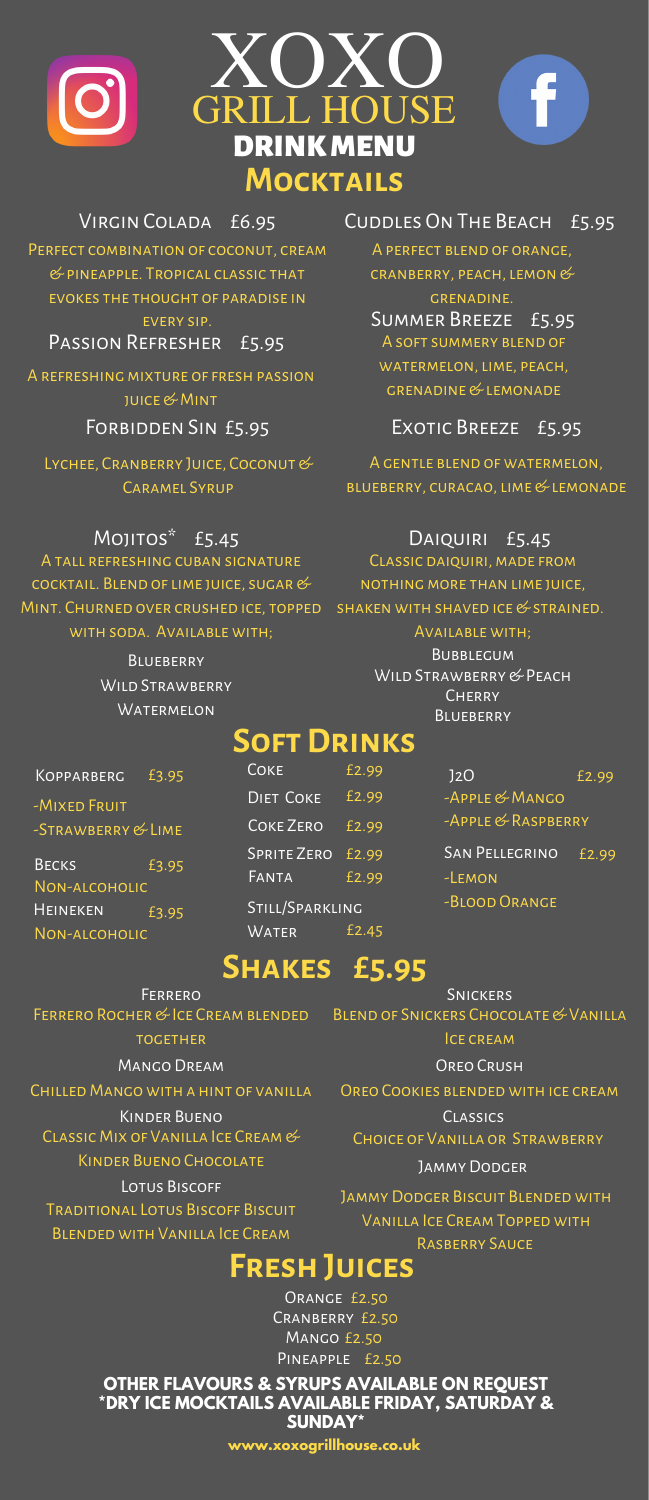# XOXO GRILL HOUSE

## DRINK MENU

## Mocktails

**Virgin Colada £6.95**
Perfect combination of coconut, cream & pineapple. Tropical classic that evokes the thought of paradise in every sip.

**Passion Refresher £5.95**
A refreshing mixture of fresh passion juice & Mint

**Forbidden Sin £5.95**
Lychee, Cranberry Juice, Coconut & Caramel Syrup

**Mojitos* £5.45**
A tall refreshing cuban signature cocktail. Blend of lime juice, sugar & Mint. Churned over crushed ice, topped with soda. Available with;

- Blueberry
- Wild Strawberry
- Watermelon

**Cuddles On The Beach £5.95**
A perfect blend of orange, cranberry, peach, lemon & grenadine.

**Summer Breeze £5.95**
A soft summery blend of watermelon, lime, peach, grenadine & lemonade

**Exotic Breeze £5.95**
A gentle blend of watermelon, blueberry, curacao, lime & lemonade

**Daiquiri £5.45**
Classic daiquiri, made from nothing more than lime juice, shaken with shaved ice & strained.
Available with;

- Bubblegum
- Wild Strawberry & Peach
- Cherry
- Blueberry

## Soft Drinks

| Item | Price |
|---|---|
| Kopparberg | £3.95 |
| -Mixed Fruit | |
| -Strawberry & Lime | |
| Becks Non-alcoholic | £3.95 |
| Heineken Non-alcoholic | £3.95 |
| Coke | £2.99 |
| Diet Coke | £2.99 |
| Coke Zero | £2.99 |
| Sprite Zero | £2.99 |
| Fanta | £2.99 |
| Still/Sparkling Water | £2.45 |
| J2O | £2.99 |
| -Apple & Mango | |
| -Apple & Raspberry | |
| San Pellegrino | £2.99 |
| -Lemon | |
| -Blood Orange | |

## Shakes £5.95

**Ferrero**
Ferrero Rocher & Ice Cream blended together

**Mango Dream**
Chilled Mango with a hint of vanilla

**Kinder Bueno**
Classic Mix of Vanilla Ice Cream & Kinder Bueno Chocolate

**Lotus Biscoff**
Traditional Lotus Biscoff Biscuit Blended with Vanilla Ice Cream

**Snickers**
Blend of Snickers Chocolate & Vanilla Ice cream

**Oreo Crush**
Oreo Cookies blended with ice cream

**Classics**
Choice of Vanilla or Strawberry

**Jammy Dodger**
Jammy Dodger Biscuit Blended with Vanilla Ice Cream Topped with Rasberry Sauce

## Fresh Juices

- Orange £2.50
- Cranberry £2.50
- Mango £2.50
- Pineapple £2.50

**OTHER FLAVOURS & SYRUPS AVAILABLE ON REQUEST**
***DRY ICE MOCKTAILS AVAILABLE FRIDAY, SATURDAY & SUNDAY***

**www.xoxogrillhouse.co.uk**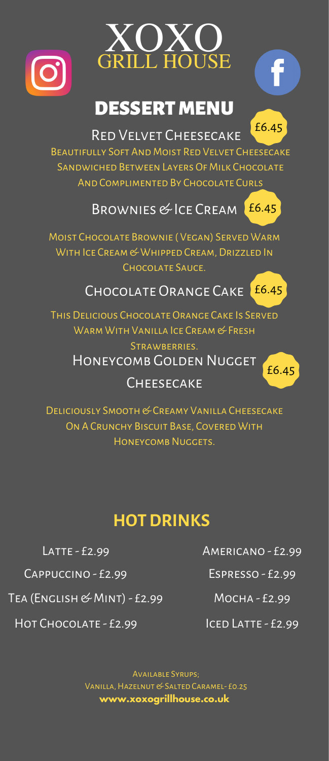# XOXO GRILL HOUSE

## DESSERT MENU

### Red Velvet Cheesecake — £6.45

Beautifully Soft And Moist Red Velvet Cheesecake Sandwiched Between Layers Of Milk Chocolate And Complimented By Chocolate Curls

### Brownies & Ice Cream — £6.45

Moist Chocolate Brownie ( Vegan) Served Warm With Ice Cream & Whipped Cream, Drizzled In Chocolate Sauce.

### Chocolate Orange Cake — £6.45

This Delicious Chocolate Orange Cake Is Served Warm With Vanilla Ice Cream & Fresh Strawberries.

### Honeycomb Golden Nugget Cheesecake — £6.45

Deliciously Smooth & Creamy Vanilla Cheesecake On A Crunchy Biscuit Base, Covered With Honeycomb Nuggets.

## HOT DRINKS

- Latte - £2.99
- Cappuccino - £2.99
- Tea (English & Mint) - £2.99
- Hot Chocolate - £2.99
- Americano - £2.99
- Espresso - £2.99
- Mocha - £2.99
- Iced Latte - £2.99

Available Syrups;
Vanilla, Hazelnut & Salted Caramel- £0.25

**www.xoxogrillhouse.co.uk**